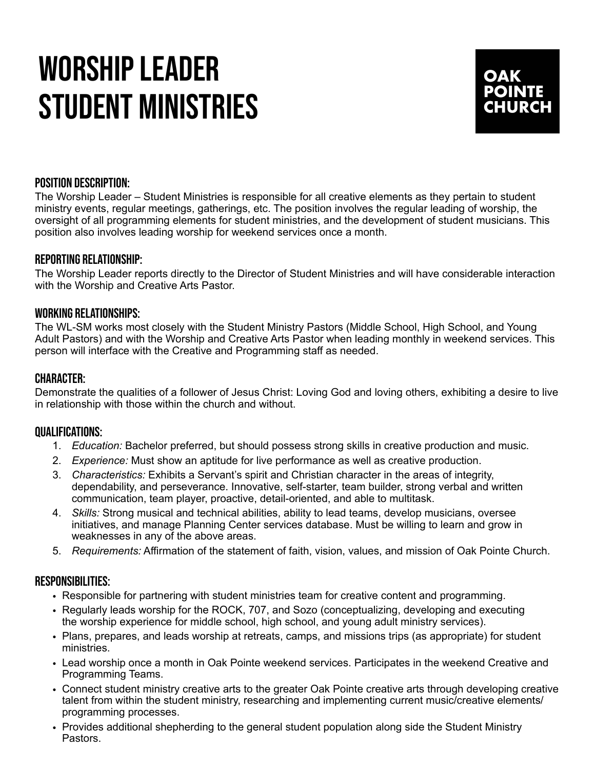# WORSHIP LEADER
# STUDENT MINISTRIES

OAK POINTE CHURCH

## POSITION DESCRIPTION:

The Worship Leader – Student Ministries is responsible for all creative elements as they pertain to student ministry events, regular meetings, gatherings, etc. The position involves the regular leading of worship, the oversight of all programming elements for student ministries, and the development of student musicians. This position also involves leading worship for weekend services once a month.

## REPORTING RELATIONSHIP:

The Worship Leader reports directly to the Director of Student Ministries and will have considerable interaction with the Worship and Creative Arts Pastor.

## WORKING RELATIONSHIPS:

The WL-SM works most closely with the Student Ministry Pastors (Middle School, High School, and Young Adult Pastors) and with the Worship and Creative Arts Pastor when leading monthly in weekend services. This person will interface with the Creative and Programming staff as needed.

## CHARACTER:

Demonstrate the qualities of a follower of Jesus Christ: Loving God and loving others, exhibiting a desire to live in relationship with those within the church and without.

## QUALIFICATIONS:

1. *Education:* Bachelor preferred, but should possess strong skills in creative production and music.
2. *Experience:* Must show an aptitude for live performance as well as creative production.
3. *Characteristics:* Exhibits a Servant's spirit and Christian character in the areas of integrity, dependability, and perseverance. Innovative, self-starter, team builder, strong verbal and written communication, team player, proactive, detail-oriented, and able to multitask.
4. *Skills:* Strong musical and technical abilities, ability to lead teams, develop musicians, oversee initiatives, and manage Planning Center services database. Must be willing to learn and grow in weaknesses in any of the above areas.
5. *Requirements:* Affirmation of the statement of faith, vision, values, and mission of Oak Pointe Church.

## RESPONSIBILITIES:

- Responsible for partnering with student ministries team for creative content and programming.
- Regularly leads worship for the ROCK, 707, and Sozo (conceptualizing, developing and executing the worship experience for middle school, high school, and young adult ministry services).
- Plans, prepares, and leads worship at retreats, camps, and missions trips (as appropriate) for student ministries.
- Lead worship once a month in Oak Pointe weekend services. Participates in the weekend Creative and Programming Teams.
- Connect student ministry creative arts to the greater Oak Pointe creative arts through developing creative talent from within the student ministry, researching and implementing current music/creative elements/ programming processes.
- Provides additional shepherding to the general student population along side the Student Ministry Pastors.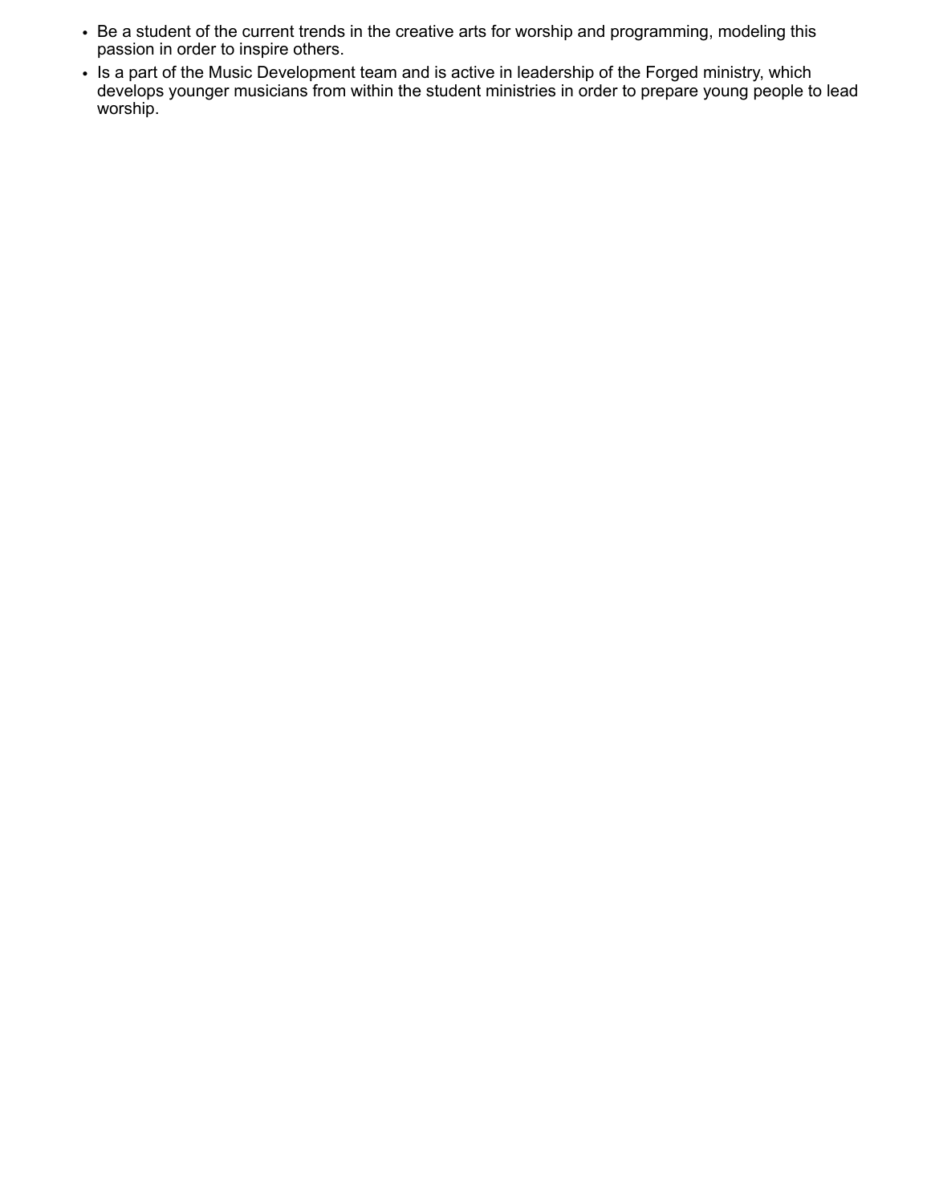- Be a student of the current trends in the creative arts for worship and programming, modeling this passion in order to inspire others.
- Is a part of the Music Development team and is active in leadership of the Forged ministry, which develops younger musicians from within the student ministries in order to prepare young people to lead worship.